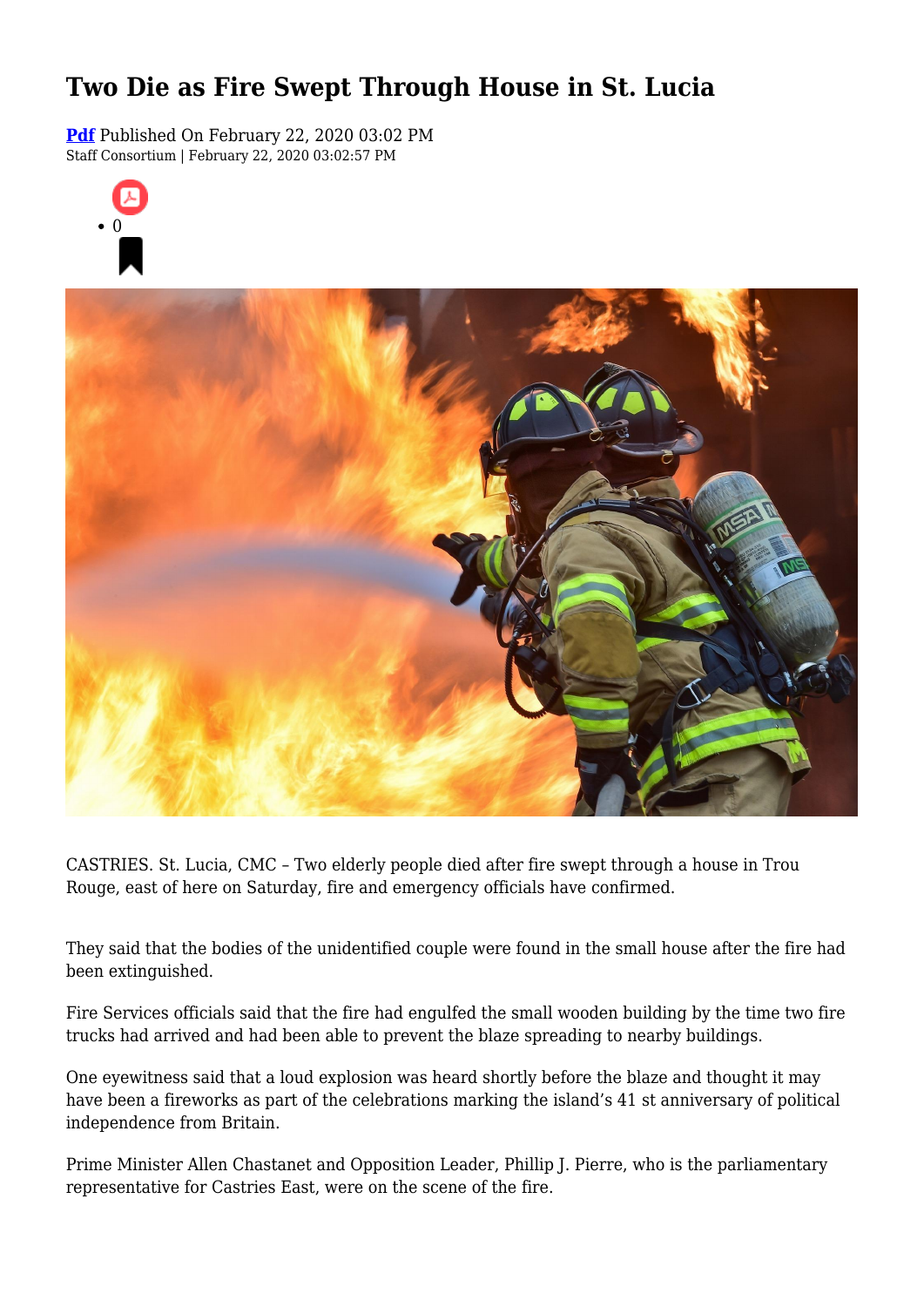# Two Die as Fire Swept Through House in St. Lucia

**Pdf** Published On February 22, 2020 03:02 PM
Staff Consortium | February 22, 2020 03:02:57 PM

- 0

CASTRIES. St. Lucia, CMC – Two elderly people died after fire swept through a house in Trou Rouge, east of here on Saturday, fire and emergency officials have confirmed.

They said that the bodies of the unidentified couple were found in the small house after the fire had been extinguished.

Fire Services officials said that the fire had engulfed the small wooden building by the time two fire trucks had arrived and had been able to prevent the blaze spreading to nearby buildings.

One eyewitness said that a loud explosion was heard shortly before the blaze and thought it may have been a fireworks as part of the celebrations marking the island's 41 st anniversary of political independence from Britain.

Prime Minister Allen Chastanet and Opposition Leader, Phillip J. Pierre, who is the parliamentary representative for Castries East, were on the scene of the fire.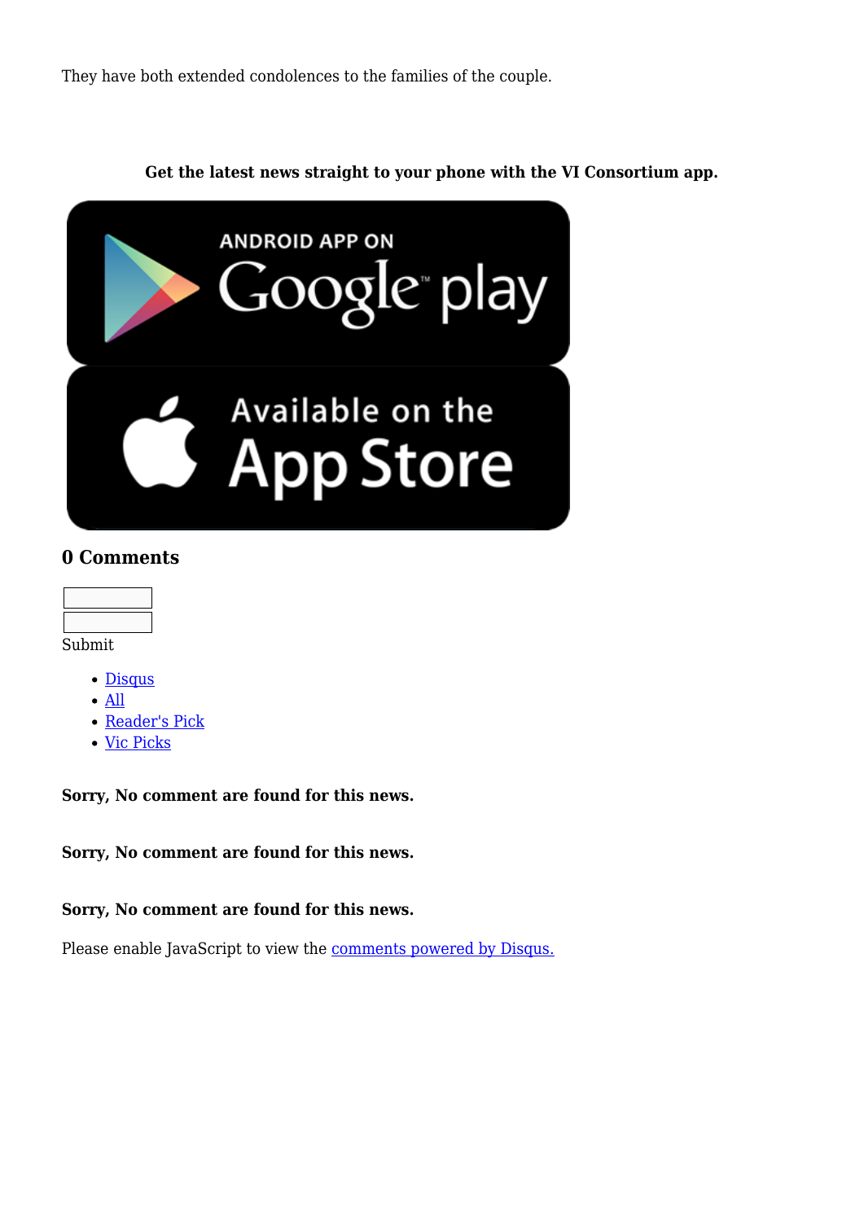They have both extended condolences to the families of the couple.

**Get the latest news straight to your phone with the VI Consortium app.**

## 0 Comments

Submit

- Disqus
- All
- Reader's Pick
- Vic Picks

**Sorry, No comment are found for this news.**

**Sorry, No comment are found for this news.**

**Sorry, No comment are found for this news.**

Please enable JavaScript to view the comments powered by Disqus.